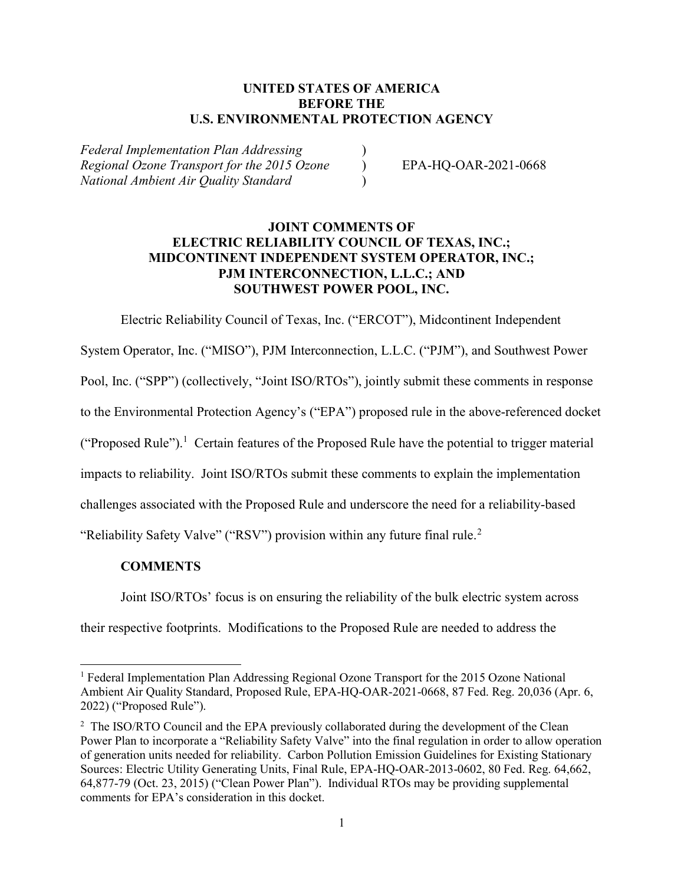**UNITED STATES OF AMERICA**
**BEFORE THE**
**U.S. ENVIRONMENTAL PROTECTION AGENCY**

| | | |
|---|---|---|
| *Federal Implementation Plan Addressing Regional Ozone Transport for the 2015 Ozone National Ambient Air Quality Standard* | ) ) ) | EPA-HQ-OAR-2021-0668 |

**JOINT COMMENTS OF**
**ELECTRIC RELIABILITY COUNCIL OF TEXAS, INC.;**
**MIDCONTINENT INDEPENDENT SYSTEM OPERATOR, INC.;**
**PJM INTERCONNECTION, L.L.C.; AND**
**SOUTHWEST POWER POOL, INC.**

Electric Reliability Council of Texas, Inc. ("ERCOT"), Midcontinent Independent System Operator, Inc. ("MISO"), PJM Interconnection, L.L.C. ("PJM"), and Southwest Power Pool, Inc. ("SPP") (collectively, "Joint ISO/RTOs"), jointly submit these comments in response to the Environmental Protection Agency's ("EPA") proposed rule in the above-referenced docket ("Proposed Rule").[1] Certain features of the Proposed Rule have the potential to trigger material impacts to reliability. Joint ISO/RTOs submit these comments to explain the implementation challenges associated with the Proposed Rule and underscore the need for a reliability-based "Reliability Safety Valve" ("RSV") provision within any future final rule.[2]

**COMMENTS**

Joint ISO/RTOs' focus is on ensuring the reliability of the bulk electric system across their respective footprints. Modifications to the Proposed Rule are needed to address the

---

[1] Federal Implementation Plan Addressing Regional Ozone Transport for the 2015 Ozone National Ambient Air Quality Standard, Proposed Rule, EPA-HQ-OAR-2021-0668, 87 Fed. Reg. 20,036 (Apr. 6, 2022) ("Proposed Rule").

[2] The ISO/RTO Council and the EPA previously collaborated during the development of the Clean Power Plan to incorporate a "Reliability Safety Valve" into the final regulation in order to allow operation of generation units needed for reliability. Carbon Pollution Emission Guidelines for Existing Stationary Sources: Electric Utility Generating Units, Final Rule, EPA-HQ-OAR-2013-0602, 80 Fed. Reg. 64,662, 64,877-79 (Oct. 23, 2015) ("Clean Power Plan"). Individual RTOs may be providing supplemental comments for EPA's consideration in this docket.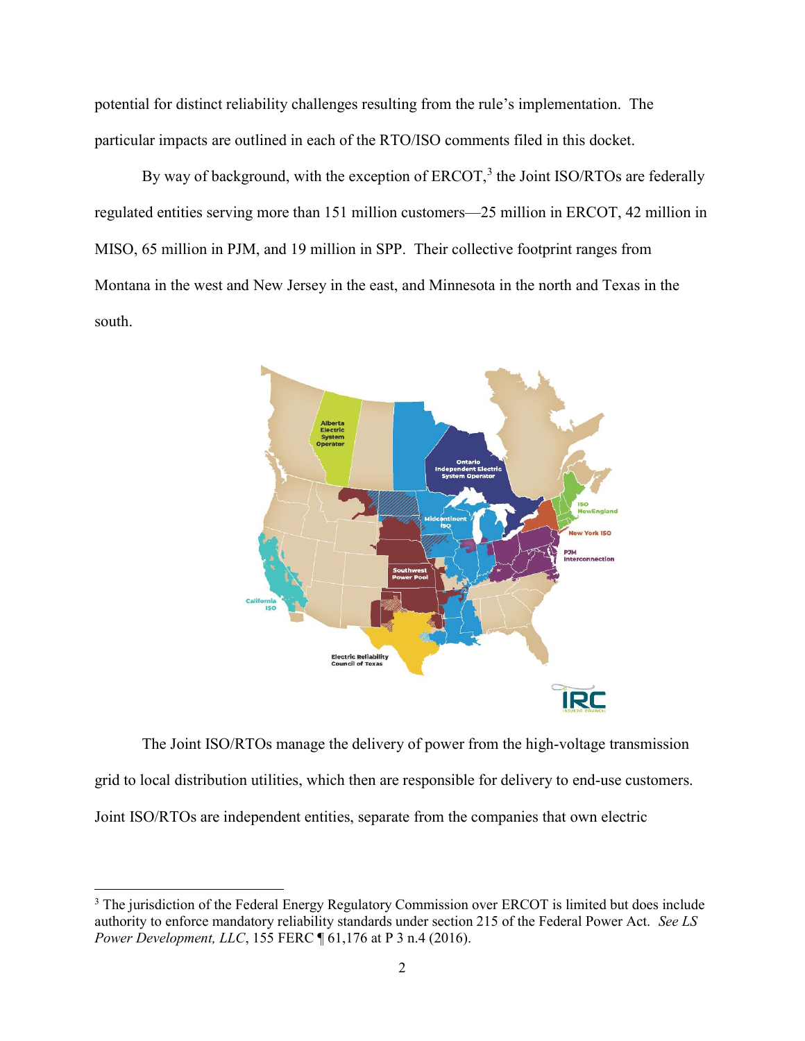potential for distinct reliability challenges resulting from the rule's implementation. The particular impacts are outlined in each of the RTO/ISO comments filed in this docket.

By way of background, with the exception of ERCOT,[3] the Joint ISO/RTOs are federally regulated entities serving more than 151 million customers—25 million in ERCOT, 42 million in MISO, 65 million in PJM, and 19 million in SPP. Their collective footprint ranges from Montana in the west and New Jersey in the east, and Minnesota in the north and Texas in the south.

The Joint ISO/RTOs manage the delivery of power from the high-voltage transmission grid to local distribution utilities, which then are responsible for delivery to end-use customers. Joint ISO/RTOs are independent entities, separate from the companies that own electric

[3] The jurisdiction of the Federal Energy Regulatory Commission over ERCOT is limited but does include authority to enforce mandatory reliability standards under section 215 of the Federal Power Act. *See LS Power Development, LLC*, 155 FERC ¶ 61,176 at P 3 n.4 (2016).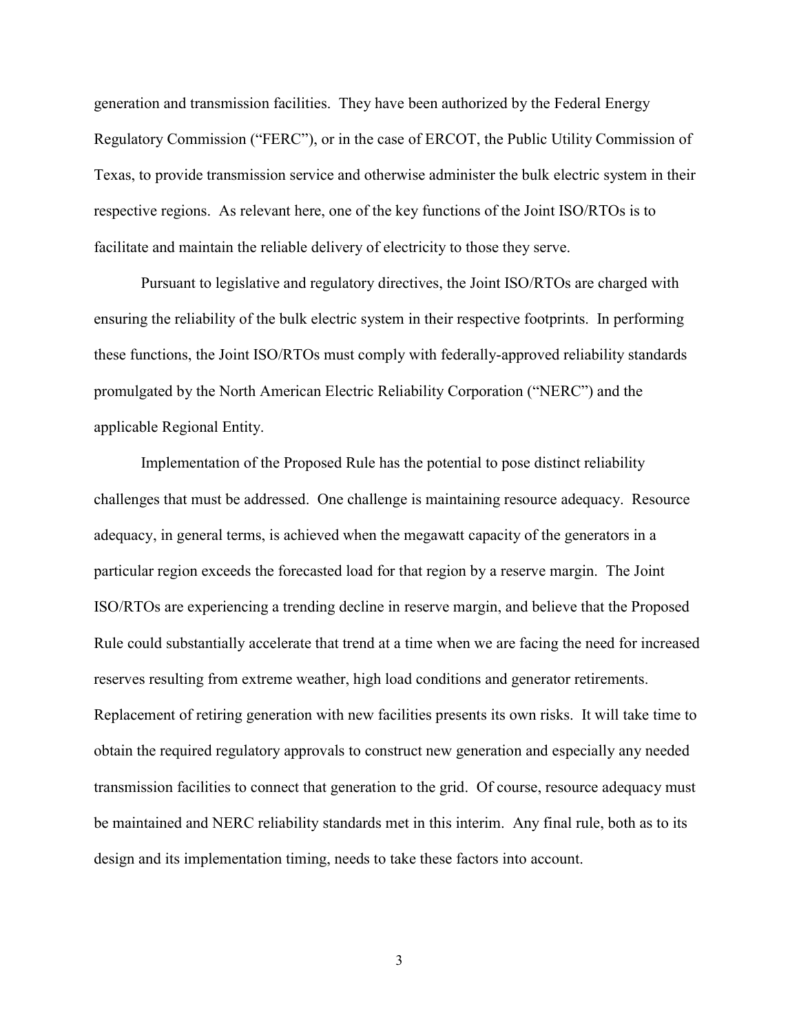generation and transmission facilities. They have been authorized by the Federal Energy Regulatory Commission ("FERC"), or in the case of ERCOT, the Public Utility Commission of Texas, to provide transmission service and otherwise administer the bulk electric system in their respective regions. As relevant here, one of the key functions of the Joint ISO/RTOs is to facilitate and maintain the reliable delivery of electricity to those they serve.

Pursuant to legislative and regulatory directives, the Joint ISO/RTOs are charged with ensuring the reliability of the bulk electric system in their respective footprints. In performing these functions, the Joint ISO/RTOs must comply with federally-approved reliability standards promulgated by the North American Electric Reliability Corporation ("NERC") and the applicable Regional Entity.

Implementation of the Proposed Rule has the potential to pose distinct reliability challenges that must be addressed. One challenge is maintaining resource adequacy. Resource adequacy, in general terms, is achieved when the megawatt capacity of the generators in a particular region exceeds the forecasted load for that region by a reserve margin. The Joint ISO/RTOs are experiencing a trending decline in reserve margin, and believe that the Proposed Rule could substantially accelerate that trend at a time when we are facing the need for increased reserves resulting from extreme weather, high load conditions and generator retirements. Replacement of retiring generation with new facilities presents its own risks. It will take time to obtain the required regulatory approvals to construct new generation and especially any needed transmission facilities to connect that generation to the grid. Of course, resource adequacy must be maintained and NERC reliability standards met in this interim. Any final rule, both as to its design and its implementation timing, needs to take these factors into account.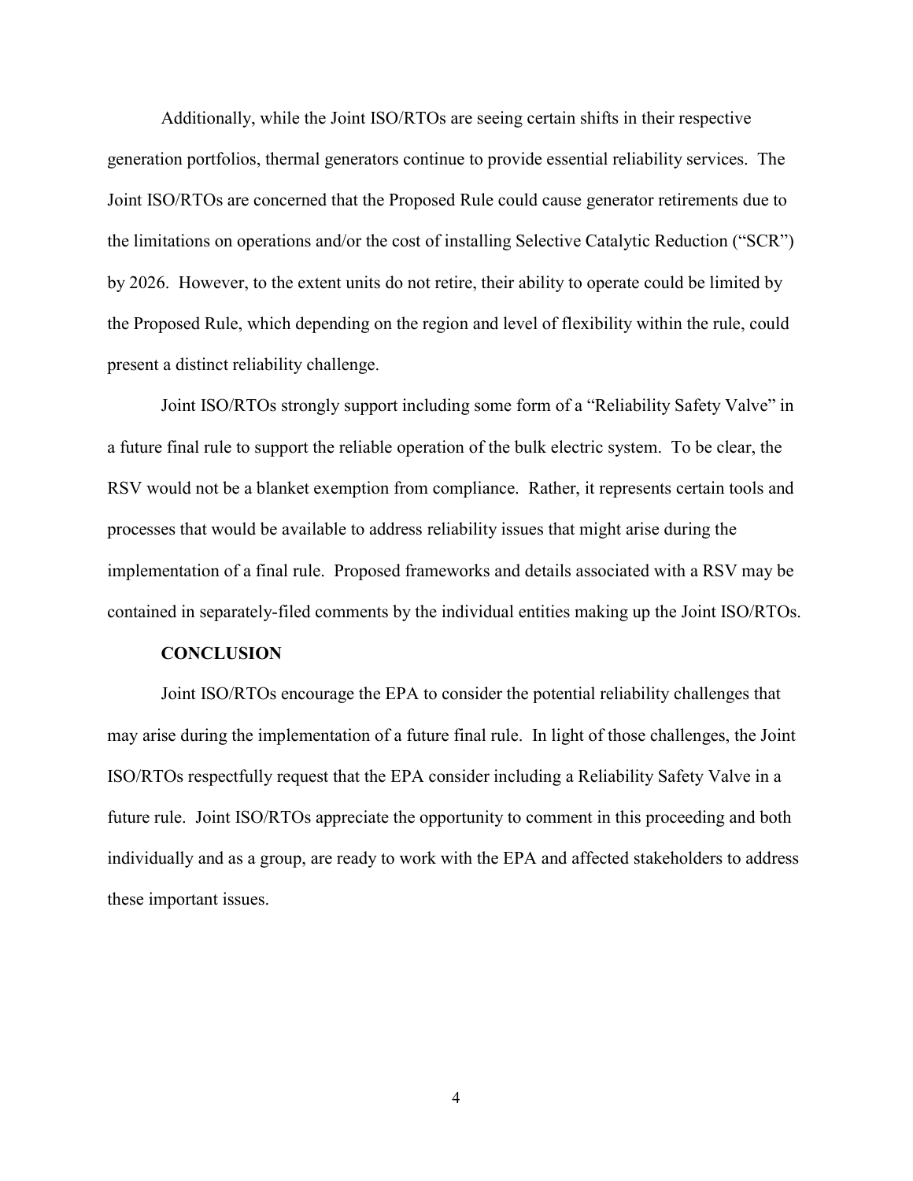Additionally, while the Joint ISO/RTOs are seeing certain shifts in their respective generation portfolios, thermal generators continue to provide essential reliability services. The Joint ISO/RTOs are concerned that the Proposed Rule could cause generator retirements due to the limitations on operations and/or the cost of installing Selective Catalytic Reduction ("SCR") by 2026. However, to the extent units do not retire, their ability to operate could be limited by the Proposed Rule, which depending on the region and level of flexibility within the rule, could present a distinct reliability challenge.

Joint ISO/RTOs strongly support including some form of a "Reliability Safety Valve" in a future final rule to support the reliable operation of the bulk electric system. To be clear, the RSV would not be a blanket exemption from compliance. Rather, it represents certain tools and processes that would be available to address reliability issues that might arise during the implementation of a final rule. Proposed frameworks and details associated with a RSV may be contained in separately-filed comments by the individual entities making up the Joint ISO/RTOs.

**CONCLUSION**

Joint ISO/RTOs encourage the EPA to consider the potential reliability challenges that may arise during the implementation of a future final rule. In light of those challenges, the Joint ISO/RTOs respectfully request that the EPA consider including a Reliability Safety Valve in a future rule. Joint ISO/RTOs appreciate the opportunity to comment in this proceeding and both individually and as a group, are ready to work with the EPA and affected stakeholders to address these important issues.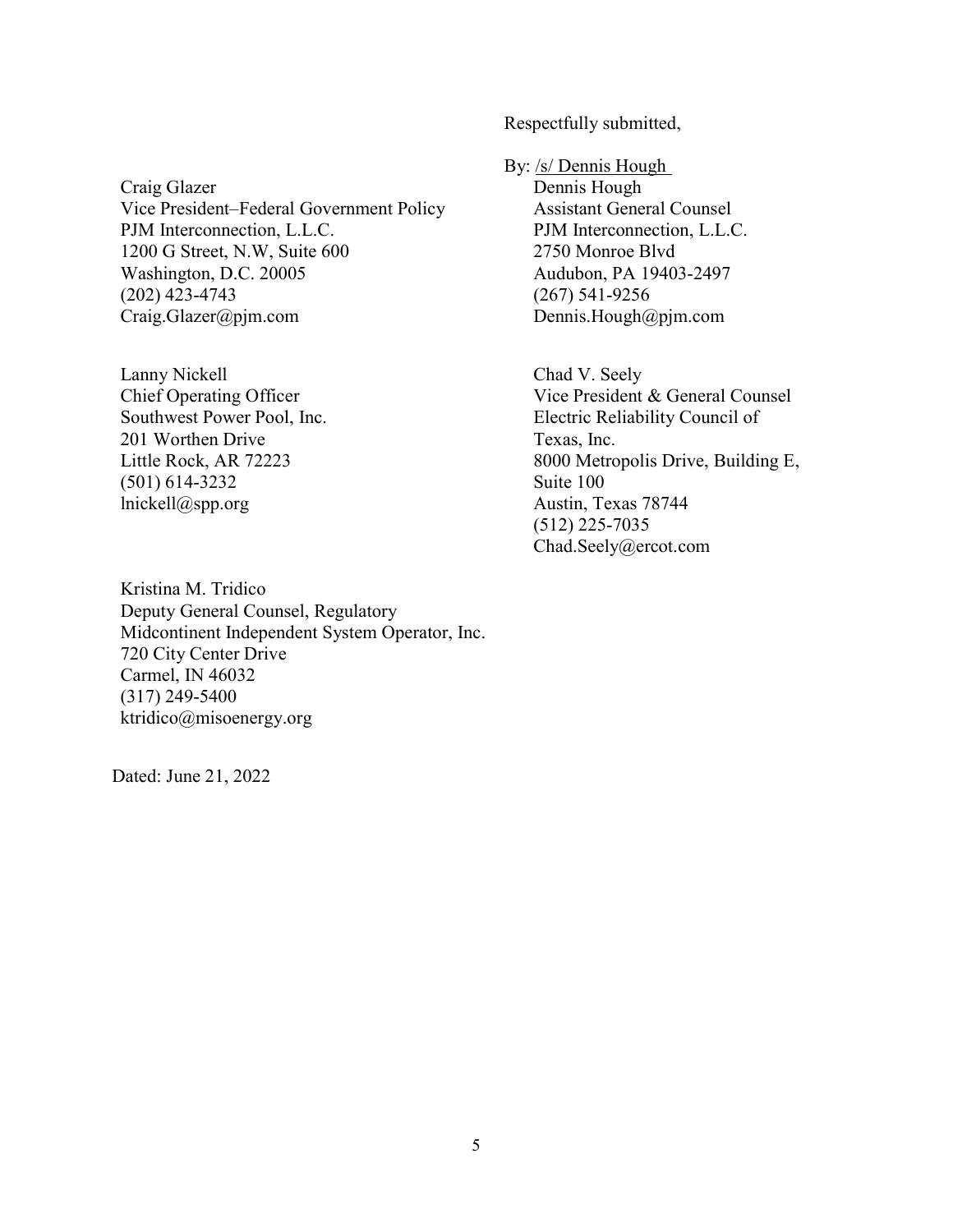Respectfully submitted,

By: /s/ Dennis Hough  
Dennis Hough  
Assistant General Counsel  
PJM Interconnection, L.L.C.  
2750 Monroe Blvd  
Audubon, PA 19403-2497  
(267) 541-9256  
Dennis.Hough@pjm.com

Craig Glazer  
Vice President–Federal Government Policy  
PJM Interconnection, L.L.C.  
1200 G Street, N.W, Suite 600  
Washington, D.C. 20005  
(202) 423-4743  
Craig.Glazer@pjm.com

Lanny Nickell  
Chief Operating Officer  
Southwest Power Pool, Inc.  
201 Worthen Drive  
Little Rock, AR 72223  
(501) 614-3232  
lnickell@spp.org

Chad V. Seely  
Vice President & General Counsel  
Electric Reliability Council of Texas, Inc.  
8000 Metropolis Drive, Building E, Suite 100  
Austin, Texas 78744  
(512) 225-7035  
Chad.Seely@ercot.com

Kristina M. Tridico  
Deputy General Counsel, Regulatory  
Midcontinent Independent System Operator, Inc.  
720 City Center Drive  
Carmel, IN 46032  
(317) 249-5400  
ktridico@misoenergy.org

Dated: June 21, 2022